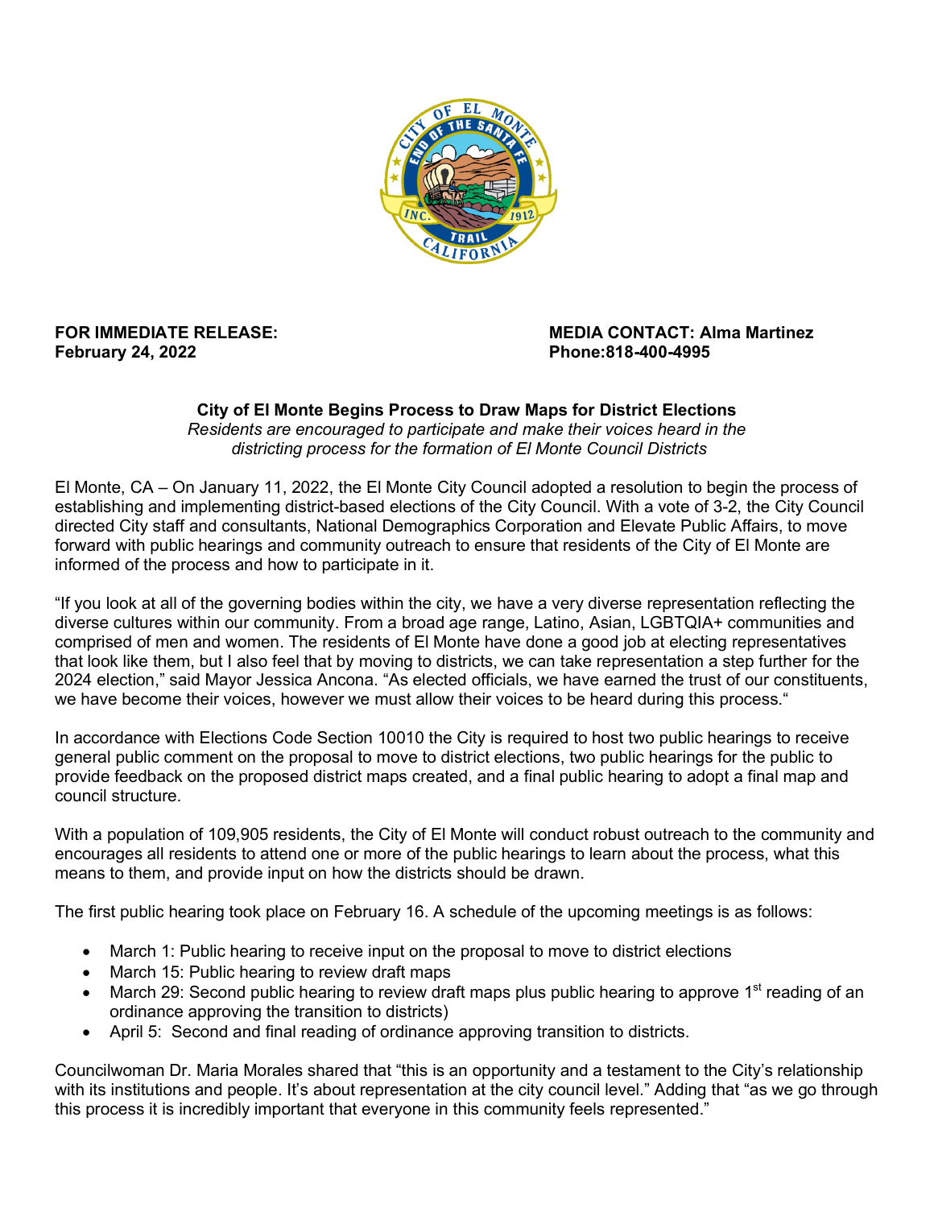**FOR IMMEDIATE RELEASE:**
**February 24, 2022**

**MEDIA CONTACT: Alma Martinez**
**Phone:818-400-4995**

**City of El Monte Begins Process to Draw Maps for District Elections**

*Residents are encouraged to participate and make their voices heard in the districting process for the formation of El Monte Council Districts*

El Monte, CA – On January 11, 2022, the El Monte City Council adopted a resolution to begin the process of establishing and implementing district-based elections of the City Council. With a vote of 3-2, the City Council directed City staff and consultants, National Demographics Corporation and Elevate Public Affairs, to move forward with public hearings and community outreach to ensure that residents of the City of El Monte are informed of the process and how to participate in it.

"If you look at all of the governing bodies within the city, we have a very diverse representation reflecting the diverse cultures within our community. From a broad age range, Latino, Asian, LGBTQIA+ communities and comprised of men and women. The residents of El Monte have done a good job at electing representatives that look like them, but I also feel that by moving to districts, we can take representation a step further for the 2024 election," said Mayor Jessica Ancona. "As elected officials, we have earned the trust of our constituents, we have become their voices, however we must allow their voices to be heard during this process."

In accordance with Elections Code Section 10010 the City is required to host two public hearings to receive general public comment on the proposal to move to district elections, two public hearings for the public to provide feedback on the proposed district maps created, and a final public hearing to adopt a final map and council structure.

With a population of 109,905 residents, the City of El Monte will conduct robust outreach to the community and encourages all residents to attend one or more of the public hearings to learn about the process, what this means to them, and provide input on how the districts should be drawn.

The first public hearing took place on February 16. A schedule of the upcoming meetings is as follows:

- March 1: Public hearing to receive input on the proposal to move to district elections
- March 15: Public hearing to review draft maps
- March 29: Second public hearing to review draft maps plus public hearing to approve 1st reading of an ordinance approving the transition to districts)
- April 5: Second and final reading of ordinance approving transition to districts.

Councilwoman Dr. Maria Morales shared that "this is an opportunity and a testament to the City's relationship with its institutions and people. It's about representation at the city council level." Adding that "as we go through this process it is incredibly important that everyone in this community feels represented."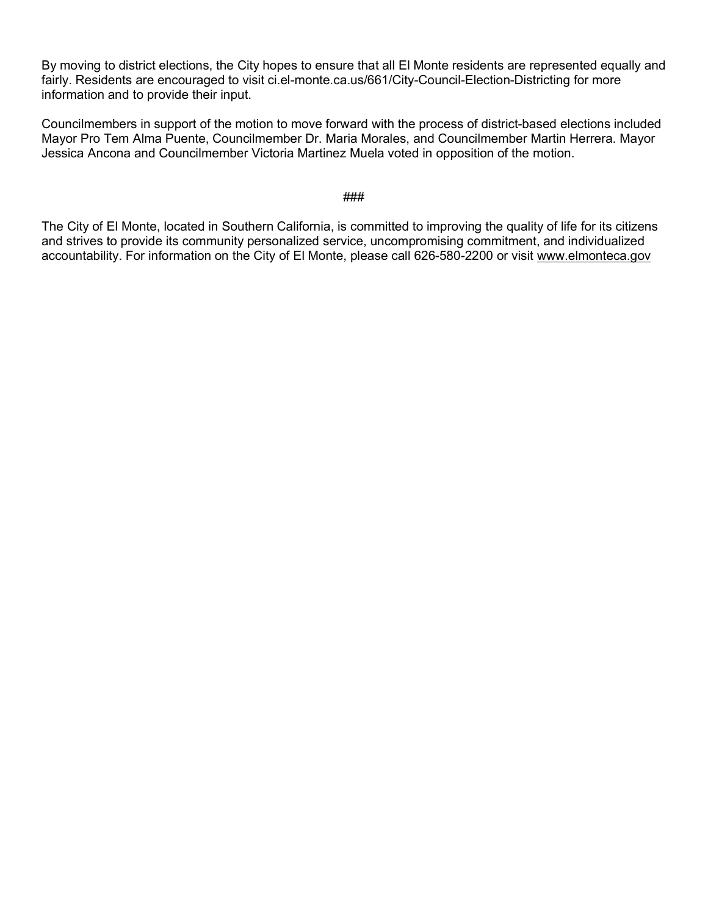By moving to district elections, the City hopes to ensure that all El Monte residents are represented equally and fairly. Residents are encouraged to visit ci.el-monte.ca.us/661/City-Council-Election-Districting for more information and to provide their input.

Councilmembers in support of the motion to move forward with the process of district-based elections included Mayor Pro Tem Alma Puente, Councilmember Dr. Maria Morales, and Councilmember Martin Herrera. Mayor Jessica Ancona and Councilmember Victoria Martinez Muela voted in opposition of the motion.

###

The City of El Monte, located in Southern California, is committed to improving the quality of life for its citizens and strives to provide its community personalized service, uncompromising commitment, and individualized accountability. For information on the City of El Monte, please call 626-580-2200 or visit www.elmonteca.gov